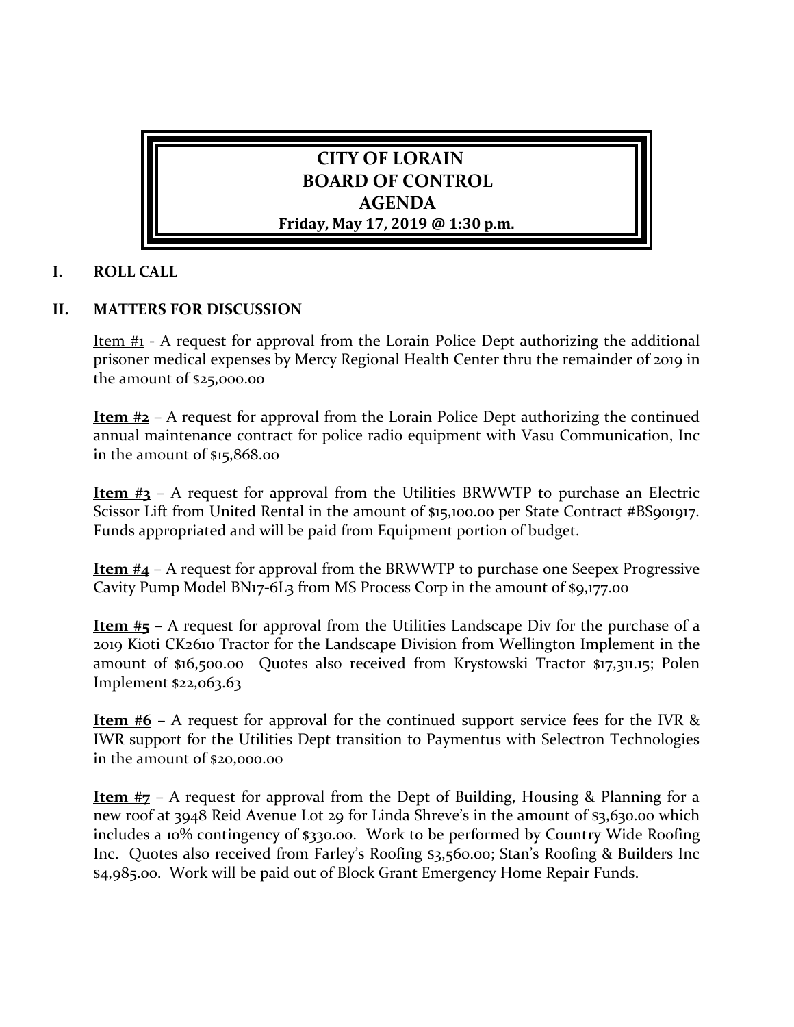# CITY OF LORAIN
# BOARD OF CONTROL
# AGENDA
**Friday, May 17, 2019 @ 1:30 p.m.**

## I. ROLL CALL

## II. MATTERS FOR DISCUSSION

Item #1 - A request for approval from the Lorain Police Dept authorizing the additional prisoner medical expenses by Mercy Regional Health Center thru the remainder of 2019 in the amount of $25,000.00

**Item #2** – A request for approval from the Lorain Police Dept authorizing the continued annual maintenance contract for police radio equipment with Vasu Communication, Inc in the amount of $15,868.00

**Item #3** – A request for approval from the Utilities BRWWTP to purchase an Electric Scissor Lift from United Rental in the amount of $15,100.00 per State Contract #BS901917. Funds appropriated and will be paid from Equipment portion of budget.

**Item #4** – A request for approval from the BRWWTP to purchase one Seepex Progressive Cavity Pump Model BN17-6L3 from MS Process Corp in the amount of $9,177.00

**Item #5** – A request for approval from the Utilities Landscape Div for the purchase of a 2019 Kioti CK2610 Tractor for the Landscape Division from Wellington Implement in the amount of $16,500.00 Quotes also received from Krystowski Tractor $17,311.15; Polen Implement $22,063.63

**Item #6** – A request for approval for the continued support service fees for the IVR & IWR support for the Utilities Dept transition to Paymentus with Selectron Technologies in the amount of $20,000.00

**Item #7** – A request for approval from the Dept of Building, Housing & Planning for a new roof at 3948 Reid Avenue Lot 29 for Linda Shreve's in the amount of $3,630.00 which includes a 10% contingency of $330.00. Work to be performed by Country Wide Roofing Inc. Quotes also received from Farley's Roofing $3,560.00; Stan's Roofing & Builders Inc $4,985.00. Work will be paid out of Block Grant Emergency Home Repair Funds.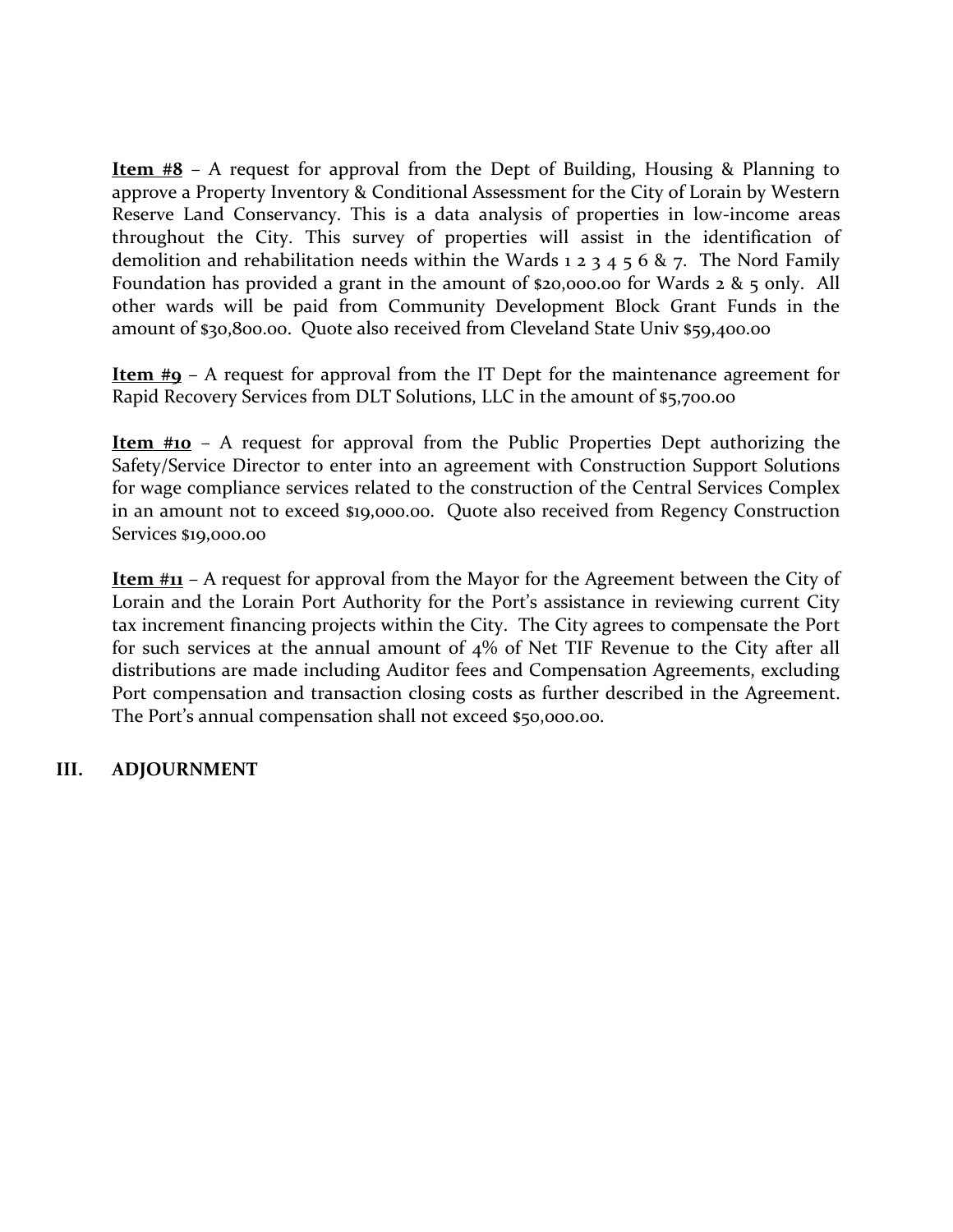**<u>Item #8</u>** – A request for approval from the Dept of Building, Housing & Planning to approve a Property Inventory & Conditional Assessment for the City of Lorain by Western Reserve Land Conservancy. This is a data analysis of properties in low-income areas throughout the City. This survey of properties will assist in the identification of demolition and rehabilitation needs within the Wards 1 2 3 4 5 6 & 7. The Nord Family Foundation has provided a grant in the amount of $20,000.00 for Wards 2 & 5 only. All other wards will be paid from Community Development Block Grant Funds in the amount of $30,800.00. Quote also received from Cleveland State Univ $59,400.00

**<u>Item #9</u>** – A request for approval from the IT Dept for the maintenance agreement for Rapid Recovery Services from DLT Solutions, LLC in the amount of $5,700.00

**<u>Item #10</u>** – A request for approval from the Public Properties Dept authorizing the Safety/Service Director to enter into an agreement with Construction Support Solutions for wage compliance services related to the construction of the Central Services Complex in an amount not to exceed $19,000.00. Quote also received from Regency Construction Services $19,000.00

**<u>Item #11</u>** – A request for approval from the Mayor for the Agreement between the City of Lorain and the Lorain Port Authority for the Port's assistance in reviewing current City tax increment financing projects within the City. The City agrees to compensate the Port for such services at the annual amount of 4% of Net TIF Revenue to the City after all distributions are made including Auditor fees and Compensation Agreements, excluding Port compensation and transaction closing costs as further described in the Agreement. The Port's annual compensation shall not exceed $50,000.00.

## III. ADJOURNMENT